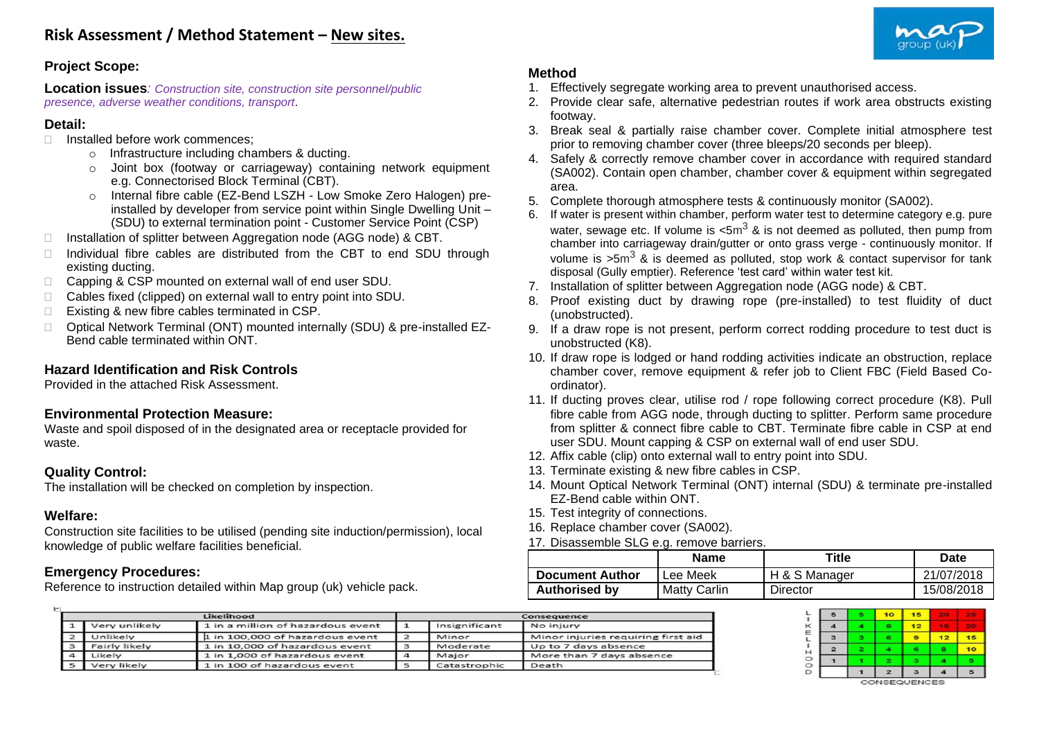# Risk Assessment / Method Statement – New sites.

## Project Scope:

**Location issues**: *Construction site, construction site personnel/public presence, adverse weather conditions, transport*.

### Detail:

- Installed before work commences;
  - Infrastructure including chambers & ducting.
  - Joint box (footway or carriageway) containing network equipment e.g. Connectorised Block Terminal (CBT).
  - Internal fibre cable (EZ-Bend LSZH - Low Smoke Zero Halogen) pre-installed by developer from service point within Single Dwelling Unit – (SDU) to external termination point - Customer Service Point (CSP)
- Installation of splitter between Aggregation node (AGG node) & CBT.
- Individual fibre cables are distributed from the CBT to end SDU through existing ducting.
- Capping & CSP mounted on external wall of end user SDU.
- Cables fixed (clipped) on external wall to entry point into SDU.
- Existing & new fibre cables terminated in CSP.
- Optical Network Terminal (ONT) mounted internally (SDU) & pre-installed EZ-Bend cable terminated within ONT.

### Hazard Identification and Risk Controls

Provided in the attached Risk Assessment.

### Environmental Protection Measure:

Waste and spoil disposed of in the designated area or receptacle provided for waste.

### Quality Control:

The installation will be checked on completion by inspection.

### Welfare:

Construction site facilities to be utilised (pending site induction/permission), local knowledge of public welfare facilities beneficial.

### Emergency Procedures:

Reference to instruction detailed within Map group (uk) vehicle pack.

## Method

1. Effectively segregate working area to prevent unauthorised access.
2. Provide clear safe, alternative pedestrian routes if work area obstructs existing footway.
3. Break seal & partially raise chamber cover. Complete initial atmosphere test prior to removing chamber cover (three bleeps/20 seconds per bleep).
4. Safely & correctly remove chamber cover in accordance with required standard (SA002). Contain open chamber, chamber cover & equipment within segregated area.
5. Complete thorough atmosphere tests & continuously monitor (SA002).
6. If water is present within chamber, perform water test to determine category e.g. pure water, sewage etc. If volume is <5m$^3$ & is not deemed as polluted, then pump from chamber into carriageway drain/gutter or onto grass verge - continuously monitor. If volume is >5m$^3$ & is deemed as polluted, stop work & contact supervisor for tank disposal (Gully emptier). Reference 'test card' within water test kit.
7. Installation of splitter between Aggregation node (AGG node) & CBT.
8. Proof existing duct by drawing rope (pre-installed) to test fluidity of duct (unobstructed).
9. If a draw rope is not present, perform correct rodding procedure to test duct is unobstructed (K8).
10. If draw rope is lodged or hand rodding activities indicate an obstruction, replace chamber cover, remove equipment & refer job to Client FBC (Field Based Co-ordinator).
11. If ducting proves clear, utilise rod / rope following correct procedure (K8). Pull fibre cable from AGG node, through ducting to splitter. Perform same procedure from splitter & connect fibre cable to CBT. Terminate fibre cable in CSP at end user SDU. Mount capping & CSP on external wall of end user SDU.
12. Affix cable (clip) onto external wall to entry point into SDU.
13. Terminate existing & new fibre cables in CSP.
14. Mount Optical Network Terminal (ONT) internal (SDU) & terminate pre-installed EZ-Bend cable within ONT.
15. Test integrity of connections.
16. Replace chamber cover (SA002).
17. Disassemble SLG e.g. remove barriers.

| | Name | Title | Date |
|---|---|---|---|
| **Document Author** | Lee Meek | H & S Manager | 21/07/2018 |
| **Authorised by** | Matty Carlin | Director | 15/08/2018 |

| Likelihood | | | Consequence | | |
|---|---|---|---|---|---|
| 1 | Very unlikely | 1 in a million of hazardous event | 1 | Insignificant | No injury |
| 2 | Unlikely | 1 in 100,000 of hazardous event | 2 | Minor | Minor injuries requiring first aid |
| 3 | Fairly likely | 1 in 10,000 of hazardous event | 3 | Moderate | Up to 7 days absence |
| 4 | Likely | 1 in 1,000 of hazardous event | 4 | Major | More than 7 days absence |
| 5 | Very likely | 1 in 100 of hazardous event | 5 | Catastrophic | Death |

| LIKELIHOOD | | | | | |
|---|---|---|---|---|---|
| 5 | 5 | 10 | 15 | 20 | 25 |
| 4 | 4 | 8 | 12 | 16 | 20 |
| 3 | 3 | 6 | 9 | 12 | 15 |
| 2 | 2 | 4 | 6 | 8 | 10 |
| 1 | 1 | 2 | 3 | 4 | 5 |
| | 1 | 2 | 3 | 4 | 5 |
| | CONSEQUENCES | | | | |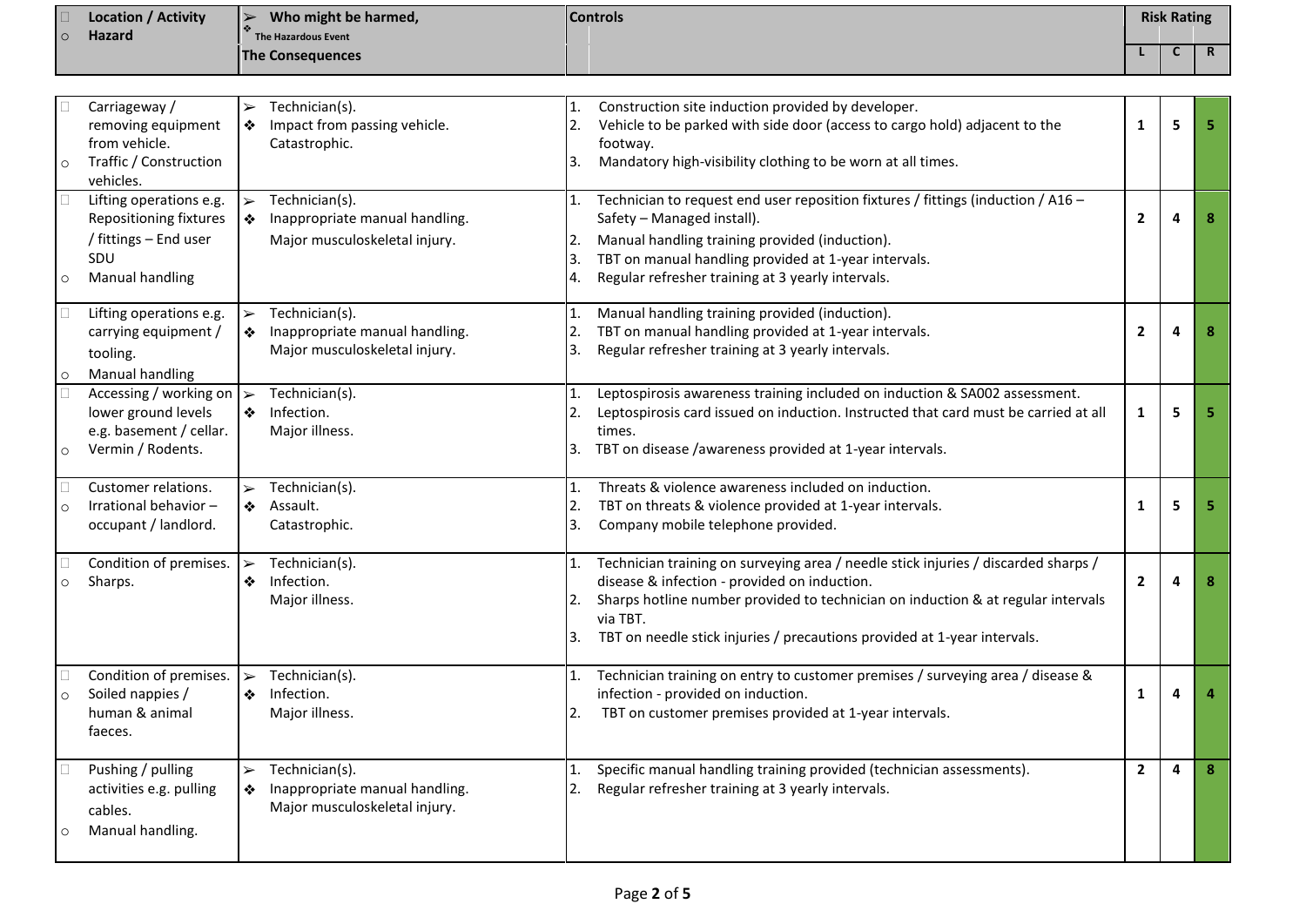| Location / Activity<br>Hazard | Who might be harmed,<br>The Hazardous Event<br>The Consequences | Controls | Risk Rating | | |
|---|---|---|---|---|---|
| | | | L | C | R |
| Carriageway / removing equipment from vehicle.<br>Traffic / Construction vehicles. | Technician(s).<br>Impact from passing vehicle.<br>Catastrophic. | 1. Construction site induction provided by developer.<br>2. Vehicle to be parked with side door (access to cargo hold) adjacent to the footway.<br>3. Mandatory high-visibility clothing to be worn at all times. | 1 | 5 | 5 |
| Lifting operations e.g. Repositioning fixtures / fittings – End user SDU<br>Manual handling | Technician(s).<br>Inappropriate manual handling.<br>Major musculoskeletal injury. | 1. Technician to request end user reposition fixtures / fittings (induction / A16 – Safety – Managed install).<br>2. Manual handling training provided (induction).<br>3. TBT on manual handling provided at 1-year intervals.<br>4. Regular refresher training at 3 yearly intervals. | 2 | 4 | 8 |
| Lifting operations e.g. carrying equipment / tooling.<br>Manual handling | Technician(s).<br>Inappropriate manual handling.<br>Major musculoskeletal injury. | 1. Manual handling training provided (induction).<br>2. TBT on manual handling provided at 1-year intervals.<br>3. Regular refresher training at 3 yearly intervals. | 2 | 4 | 8 |
| Accessing / working on lower ground levels e.g. basement / cellar.<br>Vermin / Rodents. | Technician(s).<br>Infection.<br>Major illness. | 1. Leptospirosis awareness training included on induction & SA002 assessment.<br>2. Leptospirosis card issued on induction. Instructed that card must be carried at all times.<br>3. TBT on disease /awareness provided at 1-year intervals. | 1 | 5 | 5 |
| Customer relations.<br>Irrational behavior – occupant / landlord. | Technician(s).<br>Assault.<br>Catastrophic. | 1. Threats & violence awareness included on induction.<br>2. TBT on threats & violence provided at 1-year intervals.<br>3. Company mobile telephone provided. | 1 | 5 | 5 |
| Condition of premises.<br>Sharps. | Technician(s).<br>Infection.<br>Major illness. | 1. Technician training on surveying area / needle stick injuries / discarded sharps / disease & infection - provided on induction.<br>2. Sharps hotline number provided to technician on induction & at regular intervals via TBT.<br>3. TBT on needle stick injuries / precautions provided at 1-year intervals. | 2 | 4 | 8 |
| Condition of premises.<br>Soiled nappies / human & animal faeces. | Technician(s).<br>Infection.<br>Major illness. | 1. Technician training on entry to customer premises / surveying area / disease & infection - provided on induction.<br>2. TBT on customer premises provided at 1-year intervals. | 1 | 4 | 4 |
| Pushing / pulling activities e.g. pulling cables.<br>Manual handling. | Technician(s).<br>Inappropriate manual handling.<br>Major musculoskeletal injury. | 1. Specific manual handling training provided (technician assessments).<br>2. Regular refresher training at 3 yearly intervals. | 2 | 4 | 8 |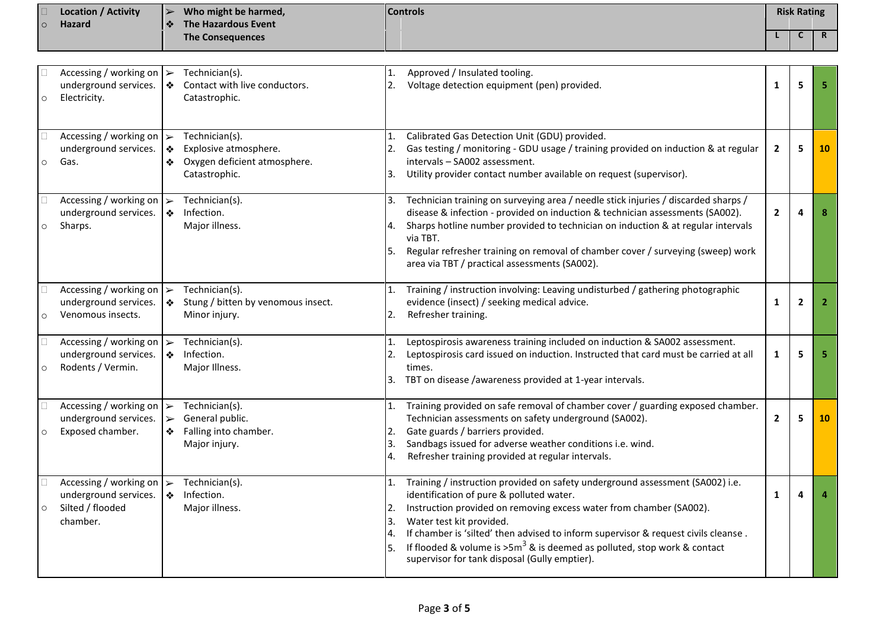| Location / Activity<br>Hazard | Who might be harmed,<br>The Hazardous Event<br>The Consequences | Controls | Risk Rating | | |
|---|---|---|---|---|---|
| | | | L | C | R |
| Accessing / working on underground services.<br>Electricity. | Technician(s).<br>Contact with live conductors.<br>Catastrophic. | 1. Approved / Insulated tooling.<br>2. Voltage detection equipment (pen) provided. | 1 | 5 | 5 |
| Accessing / working on underground services.<br>Gas. | Technician(s).<br>Explosive atmosphere.<br>Oxygen deficient atmosphere.<br>Catastrophic. | 1. Calibrated Gas Detection Unit (GDU) provided.<br>2. Gas testing / monitoring - GDU usage / training provided on induction & at regular intervals – SA002 assessment.<br>3. Utility provider contact number available on request (supervisor). | 2 | 5 | 10 |
| Accessing / working on underground services.<br>Sharps. | Technician(s).<br>Infection.<br>Major illness. | 3. Technician training on surveying area / needle stick injuries / discarded sharps / disease & infection - provided on induction & technician assessments (SA002).<br>4. Sharps hotline number provided to technician on induction & at regular intervals via TBT.<br>5. Regular refresher training on removal of chamber cover / surveying (sweep) work area via TBT / practical assessments (SA002). | 2 | 4 | 8 |
| Accessing / working on underground services.<br>Venomous insects. | Technician(s).<br>Stung / bitten by venomous insect.<br>Minor injury. | 1. Training / instruction involving: Leaving undisturbed / gathering photographic evidence (insect) / seeking medical advice.<br>2. Refresher training. | 1 | 2 | 2 |
| Accessing / working on underground services.<br>Rodents / Vermin. | Technician(s).<br>Infection.<br>Major Illness. | 1. Leptospirosis awareness training included on induction & SA002 assessment.<br>2. Leptospirosis card issued on induction. Instructed that card must be carried at all times.<br>3. TBT on disease /awareness provided at 1-year intervals. | 1 | 5 | 5 |
| Accessing / working on underground services.<br>Exposed chamber. | Technician(s).<br>General public.<br>Falling into chamber.<br>Major injury. | 1. Training provided on safe removal of chamber cover / guarding exposed chamber. Technician assessments on safety underground (SA002).<br>2. Gate guards / barriers provided.<br>3. Sandbags issued for adverse weather conditions i.e. wind.<br>4. Refresher training provided at regular intervals. | 2 | 5 | 10 |
| Accessing / working on underground services.<br>Silted / flooded chamber. | Technician(s).<br>Infection.<br>Major illness. | 1. Training / instruction provided on safety underground assessment (SA002) i.e. identification of pure & polluted water.<br>2. Instruction provided on removing excess water from chamber (SA002).<br>3. Water test kit provided.<br>4. If chamber is 'silted' then advised to inform supervisor & request civils cleanse .<br>5. If flooded & volume is >5m$^3$ & is deemed as polluted, stop work & contact supervisor for tank disposal (Gully emptier). | 1 | 4 | 4 |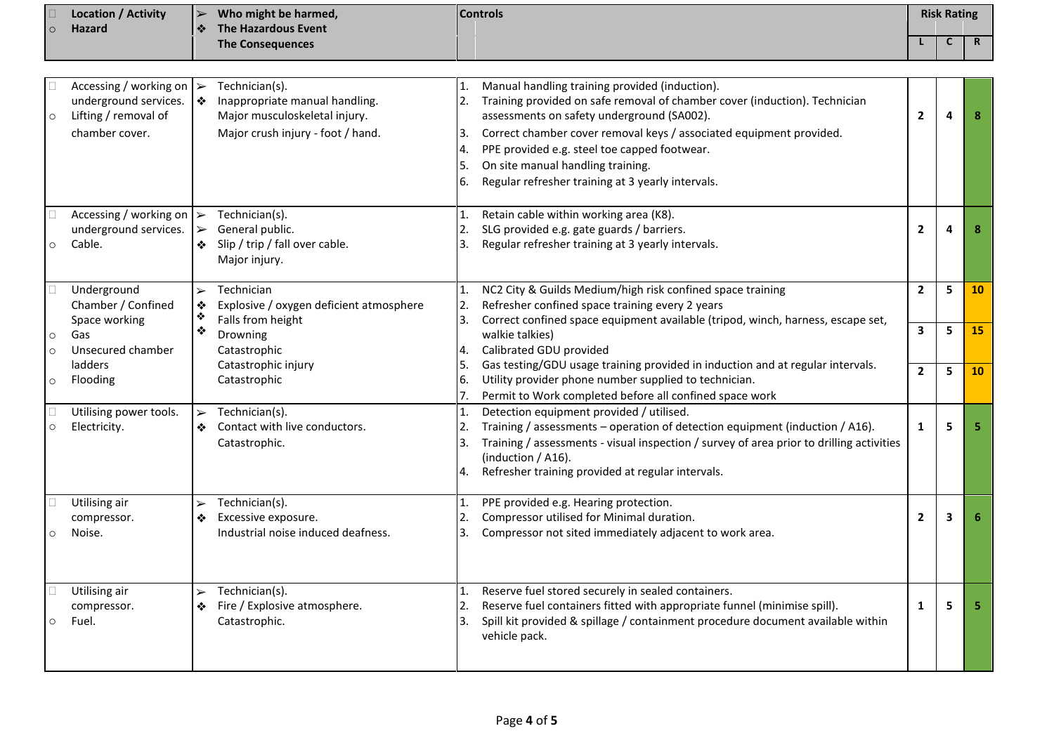| Location / Activity<br>Hazard | Who might be harmed,<br>The Hazardous Event<br>The Consequences | Controls | Risk Rating | | |
|---|---|---|---|---|---|
| | | | L | C | R |
| Accessing / working on underground services.<br>Lifting / removal of chamber cover. | Technician(s).<br>Inappropriate manual handling.<br>Major musculoskeletal injury.<br>Major crush injury - foot / hand. | 1. Manual handling training provided (induction).<br>2. Training provided on safe removal of chamber cover (induction). Technician assessments on safety underground (SA002).<br>3. Correct chamber cover removal keys / associated equipment provided.<br>4. PPE provided e.g. steel toe capped footwear.<br>5. On site manual handling training.<br>6. Regular refresher training at 3 yearly intervals. | 2 | 4 | 8 |
| Accessing / working on underground services.<br>Cable. | Technician(s).<br>General public.<br>Slip / trip / fall over cable.<br>Major injury. | 1. Retain cable within working area (K8).<br>2. SLG provided e.g. gate guards / barriers.<br>3. Regular refresher training at 3 yearly intervals. | 2 | 4 | 8 |
| Underground Chamber / Confined Space working<br>Gas<br>Unsecured chamber ladders<br>Flooding | Technician<br>Explosive / oxygen deficient atmosphere<br>Falls from height<br>Drowning<br>Catastrophic<br>Catastrophic injury<br>Catastrophic | 1. NC2 City & Guilds Medium/high risk confined space training<br>2. Refresher confined space training every 2 years<br>3. Correct confined space equipment available (tripod, winch, harness, escape set, walkie talkies)<br>4. Calibrated GDU provided<br>5. Gas testing/GDU usage training provided in induction and at regular intervals.<br>6. Utility provider phone number supplied to technician.<br>7. Permit to Work completed before all confined space work | 2<br>3<br>2 | 5<br>5<br>5 | 10<br>15<br>10 |
| Utilising power tools.<br>Electricity. | Technician(s).<br>Contact with live conductors.<br>Catastrophic. | 1. Detection equipment provided / utilised.<br>2. Training / assessments – operation of detection equipment (induction / A16).<br>3. Training / assessments - visual inspection / survey of area prior to drilling activities (induction / A16).<br>4. Refresher training provided at regular intervals. | 1 | 5 | 5 |
| Utilising air compressor.<br>Noise. | Technician(s).<br>Excessive exposure.<br>Industrial noise induced deafness. | 1. PPE provided e.g. Hearing protection.<br>2. Compressor utilised for Minimal duration.<br>3. Compressor not sited immediately adjacent to work area. | 2 | 3 | 6 |
| Utilising air compressor.<br>Fuel. | Technician(s).<br>Fire / Explosive atmosphere.<br>Catastrophic. | 1. Reserve fuel stored securely in sealed containers.<br>2. Reserve fuel containers fitted with appropriate funnel (minimise spill).<br>3. Spill kit provided & spillage / containment procedure document available within vehicle pack. | 1 | 5 | 5 |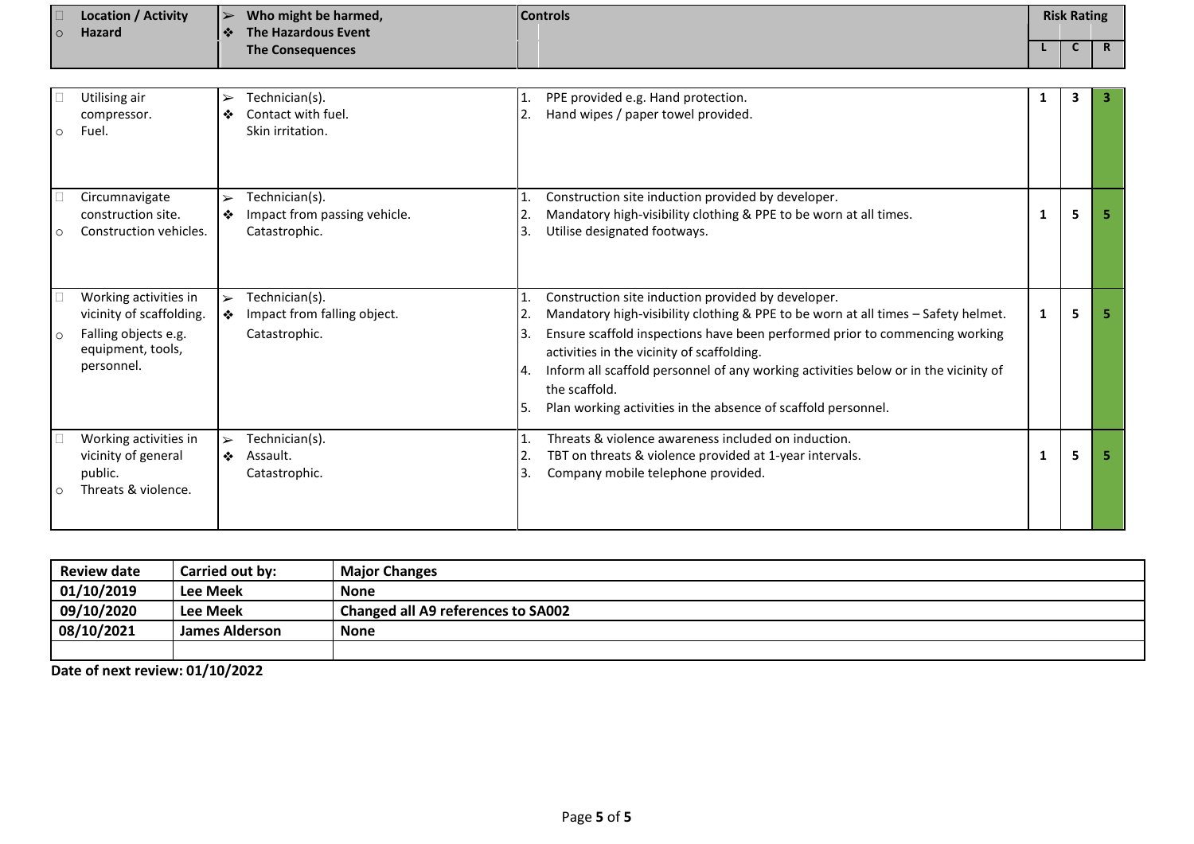| Location / Activity<br>Hazard | Who might be harmed,<br>The Hazardous Event<br>The Consequences | Controls | Risk Rating | | |
|---|---|---|---|---|---|
| | | | L | C | R |
| Utilising air compressor.<br>Fuel. | Technician(s).<br>Contact with fuel.<br>Skin irritation. | 1. PPE provided e.g. Hand protection.<br>2. Hand wipes / paper towel provided. | 1 | 3 | 3 |
| Circumnavigate construction site.<br>Construction vehicles. | Technician(s).<br>Impact from passing vehicle.<br>Catastrophic. | 1. Construction site induction provided by developer.<br>2. Mandatory high-visibility clothing & PPE to be worn at all times.<br>3. Utilise designated footways. | 1 | 5 | 5 |
| Working activities in vicinity of scaffolding.<br>Falling objects e.g. equipment, tools, personnel. | Technician(s).<br>Impact from falling object.<br>Catastrophic. | 1. Construction site induction provided by developer.<br>2. Mandatory high-visibility clothing & PPE to be worn at all times – Safety helmet.<br>3. Ensure scaffold inspections have been performed prior to commencing working activities in the vicinity of scaffolding.<br>4. Inform all scaffold personnel of any working activities below or in the vicinity of the scaffold.<br>5. Plan working activities in the absence of scaffold personnel. | 1 | 5 | 5 |
| Working activities in vicinity of general public.<br>Threats & violence. | Technician(s).<br>Assault.<br>Catastrophic. | 1. Threats & violence awareness included on induction.<br>2. TBT on threats & violence provided at 1-year intervals.<br>3. Company mobile telephone provided. | 1 | 5 | 5 |

| **Review date** | **Carried out by:** | **Major Changes** |
|---|---|---|
| **01/10/2019** | **Lee Meek** | **None** |
| **09/10/2020** | **Lee Meek** | **Changed all A9 references to SA002** |
| **08/10/2021** | **James Alderson** | **None** |
| | | |

**Date of next review: 01/10/2022**